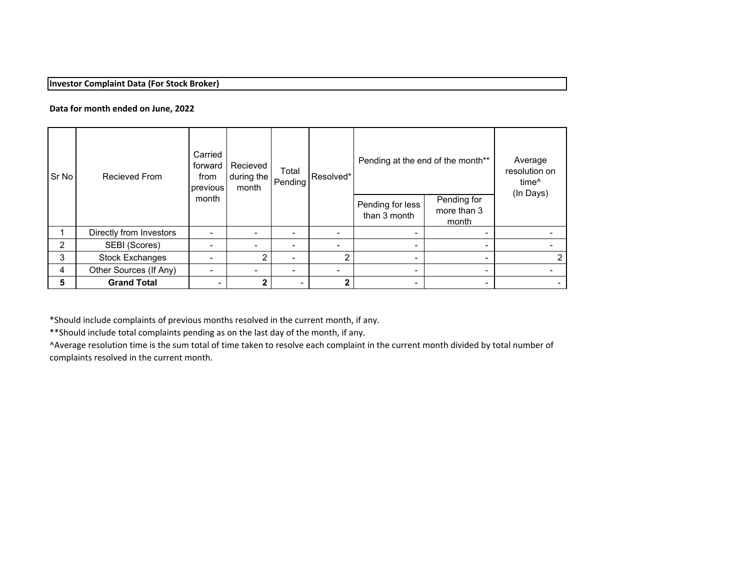**Investor Complaint Data (For Stock Broker)**

**Data for month ended on June, 2022**

| Sr No | Recieved From | Carried forward from previous month | Recieved during the month | Total Pending | Resolved* | Pending at the end of the month** | | Average resolution on time^ (In Days) |
|---|---|---|---|---|---|---|---|---|
| | | | | | | Pending for less than 3 month | Pending for more than 3 month | |
| 1 | Directly from Investors | - | - | - | - | - | - | - |
| 2 | SEBI (Scores) | - | - | - | - | - | - | - |
| 3 | Stock Exchanges | - | 2 | - | 2 | - | - | 2 |
| 4 | Other Sources (If Any) | - | - | - | - | - | - | - |
| **5** | **Grand Total** | - | **2** | - | **2** | - | - | - |

*Should include complaints of previous months resolved in the current month, if any.

**Should include total complaints pending as on the last day of the month, if any.

^Average resolution time is the sum total of time taken to resolve each complaint in the current month divided by total number of complaints resolved in the current month.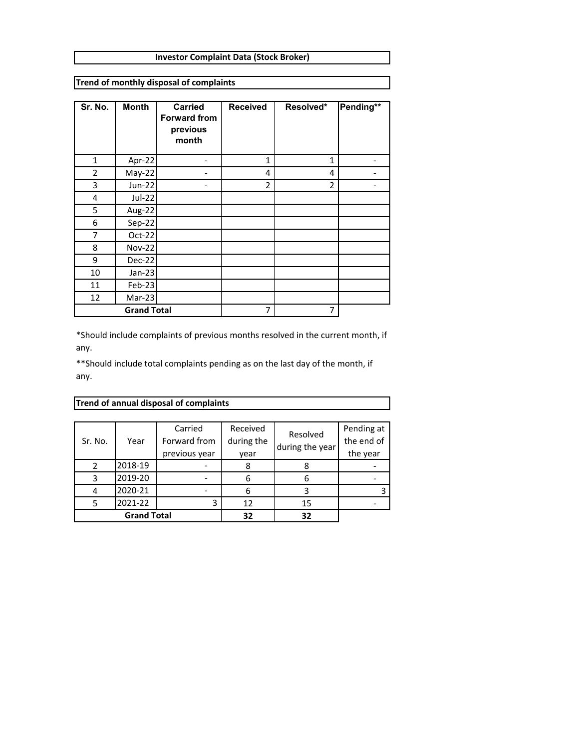**Investor Complaint Data (Stock Broker)**

**Trend of monthly disposal of complaints**

| Sr. No. | Month | Carried Forward from previous month | Received | Resolved* | Pending** |
|---|---|---|---|---|---|
| 1 | Apr-22 | - | 1 | 1 | - |
| 2 | May-22 | - | 4 | 4 | - |
| 3 | Jun-22 | - | 2 | 2 | - |
| 4 | Jul-22 | | | | |
| 5 | Aug-22 | | | | |
| 6 | Sep-22 | | | | |
| 7 | Oct-22 | | | | |
| 8 | Nov-22 | | | | |
| 9 | Dec-22 | | | | |
| 10 | Jan-23 | | | | |
| 11 | Feb-23 | | | | |
| 12 | Mar-23 | | | | |
| **Grand Total** | | | 7 | 7 | |

*Should include complaints of previous months resolved in the current month, if any.

**Should include total complaints pending as on the last day of the month, if any.

**Trend of annual disposal of complaints**

| Sr. No. | Year | Carried Forward from previous year | Received during the year | Resolved during the year | Pending at the end of the year |
|---|---|---|---|---|---|
| 2 | 2018-19 | - | 8 | 8 | - |
| 3 | 2019-20 | - | 6 | 6 | - |
| 4 | 2020-21 | - | 6 | 3 | 3 |
| 5 | 2021-22 | 3 | 12 | 15 | - |
| **Grand Total** | | | **32** | **32** | |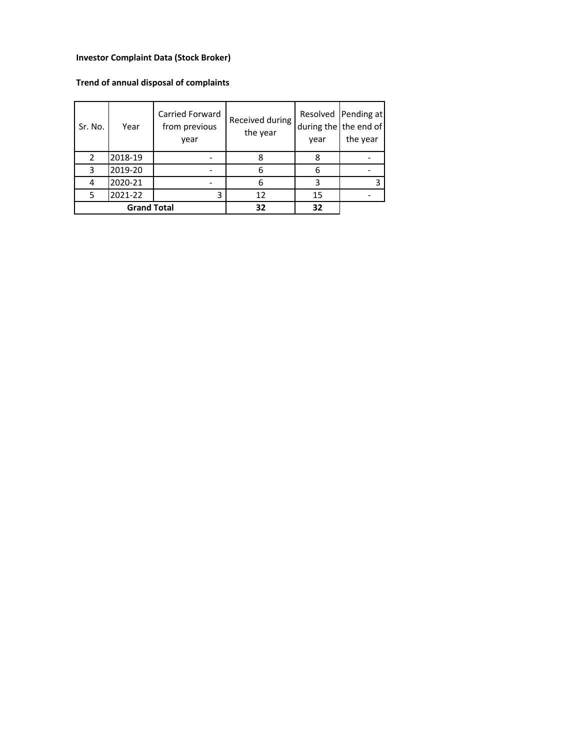**Investor Complaint Data (Stock Broker)**

**Trend of annual disposal of complaints**

| Sr. No. | Year | Carried Forward from previous year | Received during the year | Resolved during the year | Pending at the end of the year |
|---|---|---|---|---|---|
| 2 | 2018-19 | - | 8 | 8 | - |
| 3 | 2019-20 | - | 6 | 6 | - |
| 4 | 2020-21 | - | 6 | 3 | 3 |
| 5 | 2021-22 | 3 | 12 | 15 | - |
| **Grand Total** | | | **32** | **32** | |